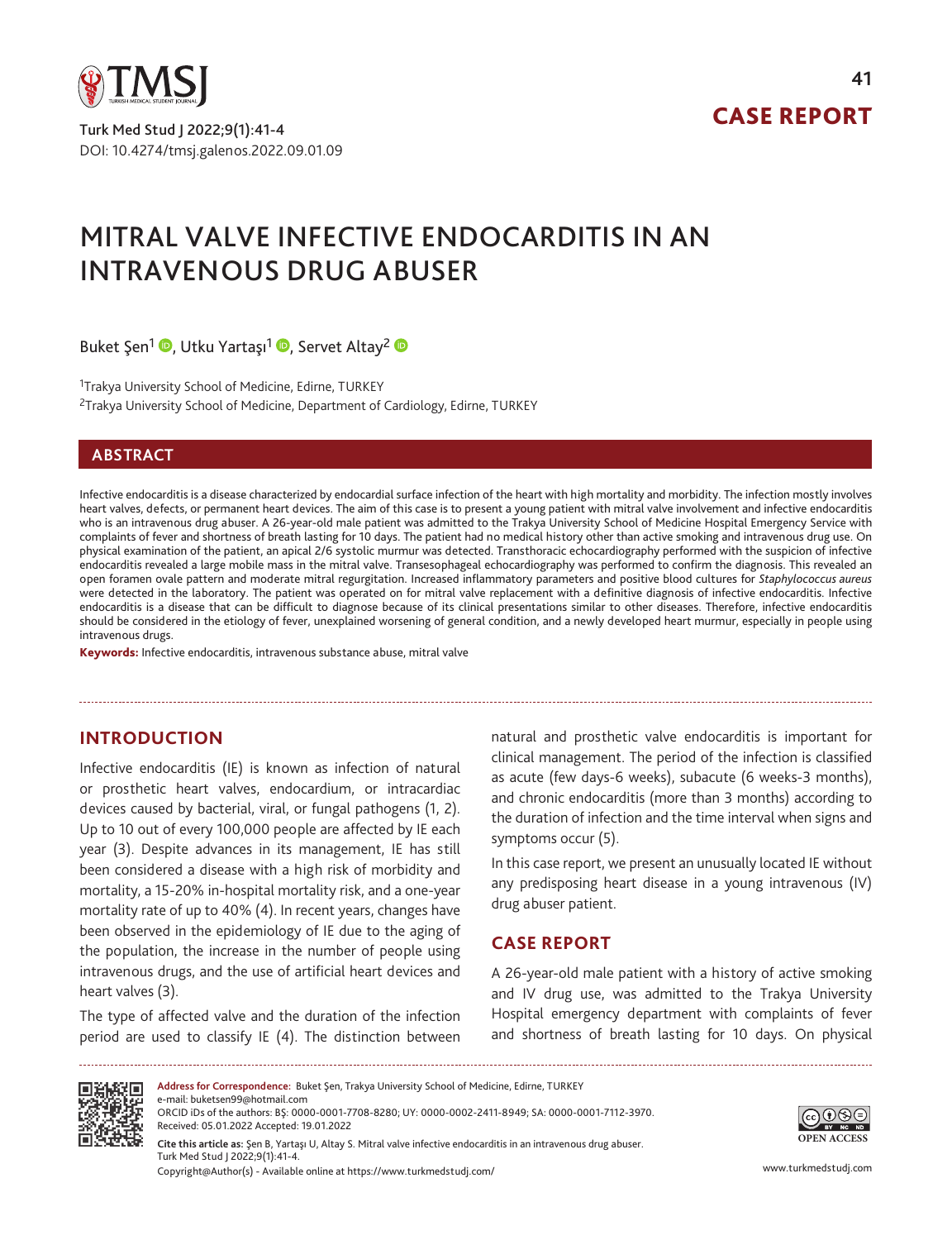# MITRAL VALVE INFECTIVE ENDOCARDITIS IN AN INTRAVENOUS DRUG ABUSER

Buket Şen[1], Utku Yartaşı[1], Servet Altay[2]

[1]Trakya University School of Medicine, Edirne, TURKEY

[2]Trakya University School of Medicine, Department of Cardiology, Edirne, TURKEY

## ABSTRACT

Infective endocarditis is a disease characterized by endocardial surface infection of the heart with high mortality and morbidity. The infection mostly involves heart valves, defects, or permanent heart devices. The aim of this case is to present a young patient with mitral valve involvement and infective endocarditis who is an intravenous drug abuser. A 26-year-old male patient was admitted to the Trakya University School of Medicine Hospital Emergency Service with complaints of fever and shortness of breath lasting for 10 days. The patient had no medical history other than active smoking and intravenous drug use. On physical examination of the patient, an apical 2/6 systolic murmur was detected. Transthoracic echocardiography performed with the suspicion of infective endocarditis revealed a large mobile mass in the mitral valve. Transesophageal echocardiography was performed to confirm the diagnosis. This revealed an open foramen ovale pattern and moderate mitral regurgitation. Increased inflammatory parameters and positive blood cultures for *Staphylococcus aureus* were detected in the laboratory. The patient was operated on for mitral valve replacement with a definitive diagnosis of infective endocarditis. Infective endocarditis is a disease that can be difficult to diagnose because of its clinical presentations similar to other diseases. Therefore, infective endocarditis should be considered in the etiology of fever, unexplained worsening of general condition, and a newly developed heart murmur, especially in people using intravenous drugs.

**Keywords:** Infective endocarditis, intravenous substance abuse, mitral valve

## INTRODUCTION

Infective endocarditis (IE) is known as infection of natural or prosthetic heart valves, endocardium, or intracardiac devices caused by bacterial, viral, or fungal pathogens (1, 2). Up to 10 out of every 100,000 people are affected by IE each year (3). Despite advances in its management, IE has still been considered a disease with a high risk of morbidity and mortality, a 15-20% in-hospital mortality risk, and a one-year mortality rate of up to 40% (4). In recent years, changes have been observed in the epidemiology of IE due to the aging of the population, the increase in the number of people using intravenous drugs, and the use of artificial heart devices and heart valves (3).

The type of affected valve and the duration of the infection period are used to classify IE (4). The distinction between natural and prosthetic valve endocarditis is important for clinical management. The period of the infection is classified as acute (few days-6 weeks), subacute (6 weeks-3 months), and chronic endocarditis (more than 3 months) according to the duration of infection and the time interval when signs and symptoms occur (5).

In this case report, we present an unusually located IE without any predisposing heart disease in a young intravenous (IV) drug abuser patient.

## CASE REPORT

A 26-year-old male patient with a history of active smoking and IV drug use, was admitted to the Trakya University Hospital emergency department with complaints of fever and shortness of breath lasting for 10 days. On physical

---

**Address for Correspondence:** Buket Şen, Trakya University School of Medicine, Edirne, TURKEY
e-mail: buketsen99@hotmail.com
ORCID iDs of the authors: BŞ: 0000-0001-7708-8280; UY: 0000-0002-2411-8949; SA: 0000-0001-7112-3970.
Received: 05.01.2022 Accepted: 19.01.2022

**Cite this article as:** Şen B, Yartaşı U, Altay S. Mitral valve infective endocarditis in an intravenous drug abuser. Turk Med Stud J 2022;9(1):41-4.

Copyright@Author(s) - Available online at https://www.turkmedstudj.com/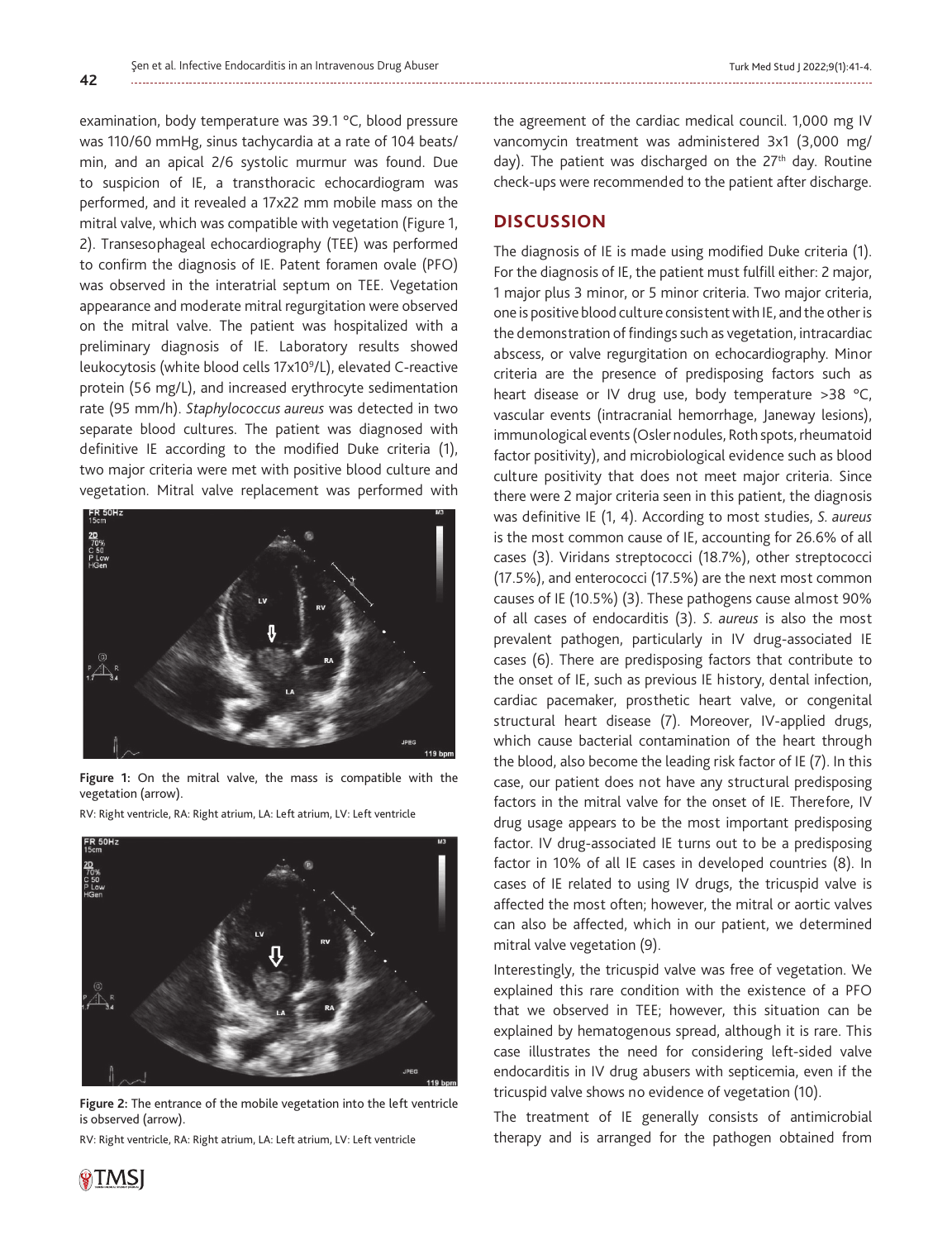examination, body temperature was 39.1 °C, blood pressure was 110/60 mmHg, sinus tachycardia at a rate of 104 beats/min, and an apical 2/6 systolic murmur was found. Due to suspicion of IE, a transthoracic echocardiogram was performed, and it revealed a 17x22 mm mobile mass on the mitral valve, which was compatible with vegetation (Figure 1, 2). Transesophageal echocardiography (TEE) was performed to confirm the diagnosis of IE. Patent foramen ovale (PFO) was observed in the interatrial septum on TEE. Vegetation appearance and moderate mitral regurgitation were observed on the mitral valve. The patient was hospitalized with a preliminary diagnosis of IE. Laboratory results showed leukocytosis (white blood cells $17 \times 10^9$/L), elevated C-reactive protein (56 mg/L), and increased erythrocyte sedimentation rate (95 mm/h). *Staphylococcus aureus* was detected in two separate blood cultures. The patient was diagnosed with definitive IE according to the modified Duke criteria (1), two major criteria were met with positive blood culture and vegetation. Mitral valve replacement was performed with the agreement of the cardiac medical council. 1,000 mg IV vancomycin treatment was administered 3x1 (3,000 mg/day). The patient was discharged on the 27th day. Routine check-ups were recommended to the patient after discharge.

**Figure 1:** On the mitral valve, the mass is compatible with the vegetation (arrow).

RV: Right ventricle, RA: Right atrium, LA: Left atrium, LV: Left ventricle

**Figure 2:** The entrance of the mobile vegetation into the left ventricle is observed (arrow).

RV: Right ventricle, RA: Right atrium, LA: Left atrium, LV: Left ventricle

## DISCUSSION

The diagnosis of IE is made using modified Duke criteria (1). For the diagnosis of IE, the patient must fulfill either: 2 major, 1 major plus 3 minor, or 5 minor criteria. Two major criteria, one is positive blood culture consistent with IE, and the other is the demonstration of findings such as vegetation, intracardiac abscess, or valve regurgitation on echocardiography. Minor criteria are the presence of predisposing factors such as heart disease or IV drug use, body temperature >38 °C, vascular events (intracranial hemorrhage, Janeway lesions), immunological events (Osler nodules, Roth spots, rheumatoid factor positivity), and microbiological evidence such as blood culture positivity that does not meet major criteria. Since there were 2 major criteria seen in this patient, the diagnosis was definitive IE (1, 4). According to most studies, *S. aureus* is the most common cause of IE, accounting for 26.6% of all cases (3). Viridans streptococci (18.7%), other streptococci (17.5%), and enterococci (17.5%) are the next most common causes of IE (10.5%) (3). These pathogens cause almost 90% of all cases of endocarditis (3). *S. aureus* is also the most prevalent pathogen, particularly in IV drug-associated IE cases (6). There are predisposing factors that contribute to the onset of IE, such as previous IE history, dental infection, cardiac pacemaker, prosthetic heart valve, or congenital structural heart disease (7). Moreover, IV-applied drugs, which cause bacterial contamination of the heart through the blood, also become the leading risk factor of IE (7). In this case, our patient does not have any structural predisposing factors in the mitral valve for the onset of IE. Therefore, IV drug usage appears to be the most important predisposing factor. IV drug-associated IE turns out to be a predisposing factor in 10% of all IE cases in developed countries (8). In cases of IE related to using IV drugs, the tricuspid valve is affected the most often; however, the mitral or aortic valves can also be affected, which in our patient, we determined mitral valve vegetation (9).

Interestingly, the tricuspid valve was free of vegetation. We explained this rare condition with the existence of a PFO that we observed in TEE; however, this situation can be explained by hematogenous spread, although it is rare. This case illustrates the need for considering left-sided valve endocarditis in IV drug abusers with septicemia, even if the tricuspid valve shows no evidence of vegetation (10).

The treatment of IE generally consists of antimicrobial therapy and is arranged for the pathogen obtained from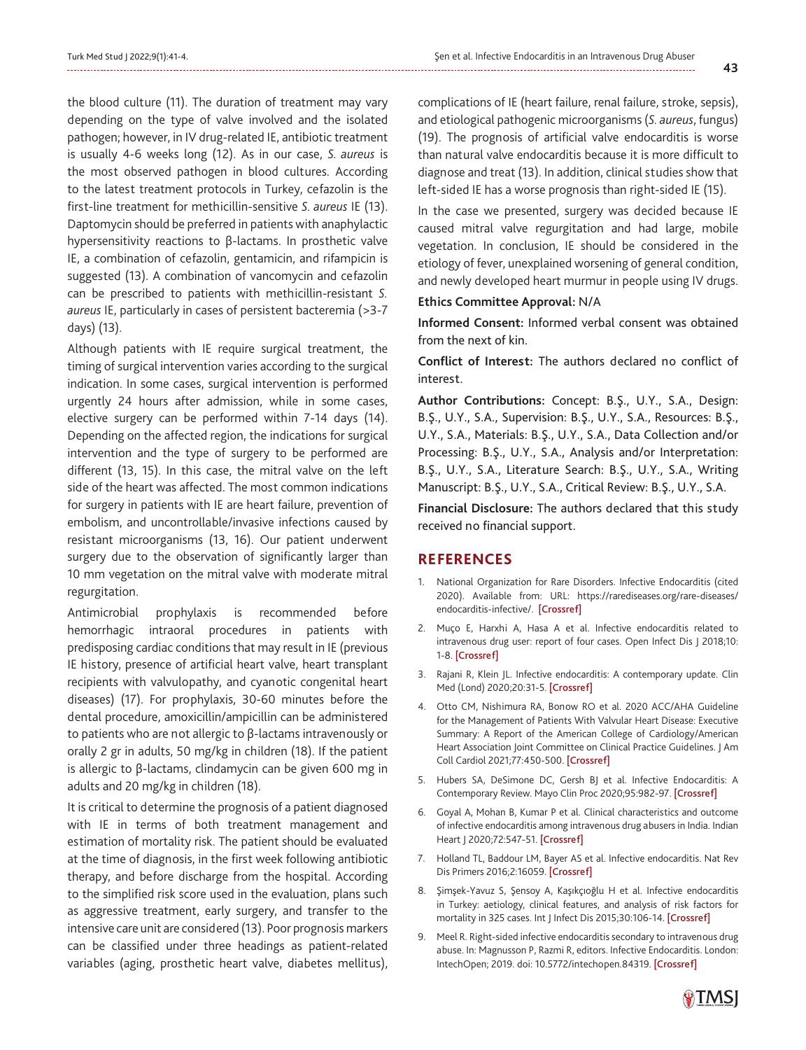the blood culture (11). The duration of treatment may vary depending on the type of valve involved and the isolated pathogen; however, in IV drug-related IE, antibiotic treatment is usually 4-6 weeks long (12). As in our case, *S. aureus* is the most observed pathogen in blood cultures. According to the latest treatment protocols in Turkey, cefazolin is the first-line treatment for methicillin-sensitive *S. aureus* IE (13). Daptomycin should be preferred in patients with anaphylactic hypersensitivity reactions to β-lactams. In prosthetic valve IE, a combination of cefazolin, gentamicin, and rifampicin is suggested (13). A combination of vancomycin and cefazolin can be prescribed to patients with methicillin-resistant *S. aureus* IE, particularly in cases of persistent bacteremia (>3-7 days) (13).

Although patients with IE require surgical treatment, the timing of surgical intervention varies according to the surgical indication. In some cases, surgical intervention is performed urgently 24 hours after admission, while in some cases, elective surgery can be performed within 7-14 days (14). Depending on the affected region, the indications for surgical intervention and the type of surgery to be performed are different (13, 15). In this case, the mitral valve on the left side of the heart was affected. The most common indications for surgery in patients with IE are heart failure, prevention of embolism, and uncontrollable/invasive infections caused by resistant microorganisms (13, 16). Our patient underwent surgery due to the observation of significantly larger than 10 mm vegetation on the mitral valve with moderate mitral regurgitation.

Antimicrobial prophylaxis is recommended before hemorrhagic intraoral procedures in patients with predisposing cardiac conditions that may result in IE (previous IE history, presence of artificial heart valve, heart transplant recipients with valvulopathy, and cyanotic congenital heart diseases) (17). For prophylaxis, 30-60 minutes before the dental procedure, amoxicillin/ampicillin can be administered to patients who are not allergic to β-lactams intravenously or orally 2 gr in adults, 50 mg/kg in children (18). If the patient is allergic to β-lactams, clindamycin can be given 600 mg in adults and 20 mg/kg in children (18).

It is critical to determine the prognosis of a patient diagnosed with IE in terms of both treatment management and estimation of mortality risk. The patient should be evaluated at the time of diagnosis, in the first week following antibiotic therapy, and before discharge from the hospital. According to the simplified risk score used in the evaluation, plans such as aggressive treatment, early surgery, and transfer to the intensive care unit are considered (13). Poor prognosis markers can be classified under three headings as patient-related variables (aging, prosthetic heart valve, diabetes mellitus), complications of IE (heart failure, renal failure, stroke, sepsis), and etiological pathogenic microorganisms (*S. aureus*, fungus) (19). The prognosis of artificial valve endocarditis is worse than natural valve endocarditis because it is more difficult to diagnose and treat (13). In addition, clinical studies show that left-sided IE has a worse prognosis than right-sided IE (15).

In the case we presented, surgery was decided because IE caused mitral valve regurgitation and had large, mobile vegetation. In conclusion, IE should be considered in the etiology of fever, unexplained worsening of general condition, and newly developed heart murmur in people using IV drugs.

**Ethics Committee Approval:** N/A

**Informed Consent:** Informed verbal consent was obtained from the next of kin.

**Conflict of Interest:** The authors declared no conflict of interest.

**Author Contributions:** Concept: B.Ş., U.Y., S.A., Design: B.Ş., U.Y., S.A., Supervision: B.Ş., U.Y., S.A., Resources: B.Ş., U.Y., S.A., Materials: B.Ş., U.Y., S.A., Data Collection and/or Processing: B.Ş., U.Y., S.A., Analysis and/or Interpretation: B.Ş., U.Y., S.A., Literature Search: B.Ş., U.Y., S.A., Writing Manuscript: B.Ş., U.Y., S.A., Critical Review: B.Ş., U.Y., S.A.

**Financial Disclosure:** The authors declared that this study received no financial support.

## REFERENCES

1. National Organization for Rare Disorders. Infective Endocarditis (cited 2020). Available from: URL: https://rarediseases.org/rare-diseases/endocarditis-infective/. [Crossref]
2. Muço E, Harxhi A, Hasa A et al. Infective endocarditis related to intravenous drug user: report of four cases. Open Infect Dis J 2018;10: 1-8. [Crossref]
3. Rajani R, Klein JL. Infective endocarditis: A contemporary update. Clin Med (Lond) 2020;20:31-5. [Crossref]
4. Otto CM, Nishimura RA, Bonow RO et al. 2020 ACC/AHA Guideline for the Management of Patients With Valvular Heart Disease: Executive Summary: A Report of the American College of Cardiology/American Heart Association Joint Committee on Clinical Practice Guidelines. J Am Coll Cardiol 2021;77:450-500. [Crossref]
5. Hubers SA, DeSimone DC, Gersh BJ et al. Infective Endocarditis: A Contemporary Review. Mayo Clin Proc 2020;95:982-97. [Crossref]
6. Goyal A, Mohan B, Kumar P et al. Clinical characteristics and outcome of infective endocarditis among intravenous drug abusers in India. Indian Heart J 2020;72:547-51. [Crossref]
7. Holland TL, Baddour LM, Bayer AS et al. Infective endocarditis. Nat Rev Dis Primers 2016;2:16059. [Crossref]
8. Şimşek-Yavuz S, Şensoy A, Kaşıkçıoğlu H et al. Infective endocarditis in Turkey: aetiology, clinical features, and analysis of risk factors for mortality in 325 cases. Int J Infect Dis 2015;30:106-14. [Crossref]
9. Meel R. Right-sided infective endocarditis secondary to intravenous drug abuse. In: Magnusson P, Razmi R, editors. Infective Endocarditis. London: IntechOpen; 2019. doi: 10.5772/intechopen.84319. [Crossref]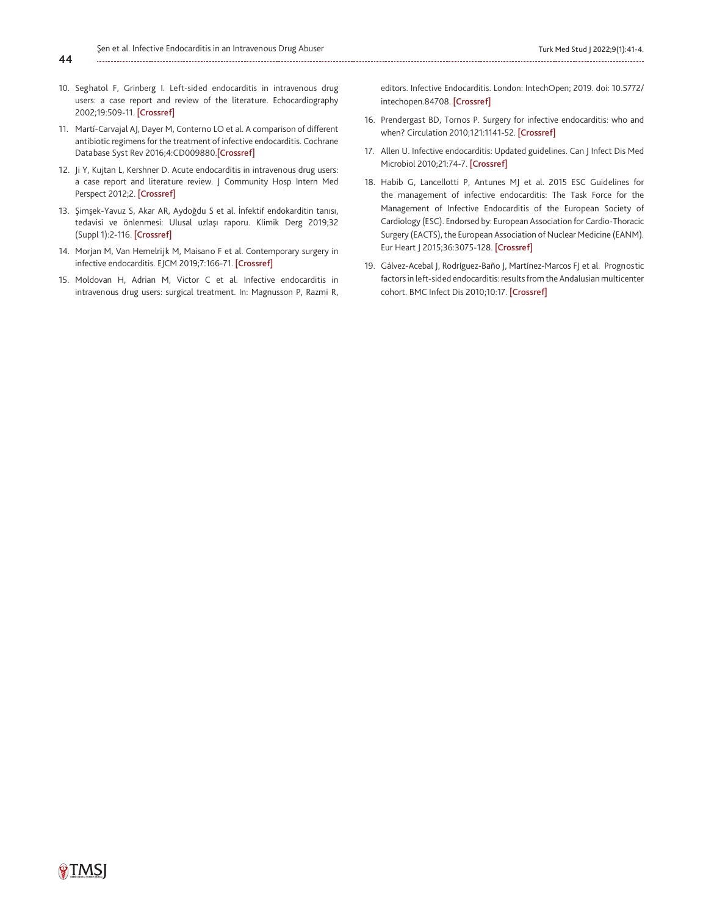10. Seghatol F, Grinberg I. Left-sided endocarditis in intravenous drug users: a case report and review of the literature. Echocardiography 2002;19:509-11. [Crossref]
11. Martí-Carvajal AJ, Dayer M, Conterno LO et al. A comparison of different antibiotic regimens for the treatment of infective endocarditis. Cochrane Database Syst Rev 2016;4:CD009880.[Crossref]
12. Ji Y, Kujtan L, Kershner D. Acute endocarditis in intravenous drug users: a case report and literature review. J Community Hosp Intern Med Perspect 2012;2. [Crossref]
13. Şimşek-Yavuz S, Akar AR, Aydoğdu S et al. İnfektif endokarditin tanısı, tedavisi ve önlenmesi: Ulusal uzlaşı raporu. Klimik Derg 2019;32 (Suppl 1):2-116. [Crossref]
14. Morjan M, Van Hemelrijk M, Maisano F et al. Contemporary surgery in infective endocarditis. EJCM 2019;7:166-71. [Crossref]
15. Moldovan H, Adrian M, Victor C et al. Infective endocarditis in intravenous drug users: surgical treatment. In: Magnusson P, Razmi R, editors. Infective Endocarditis. London: IntechOpen; 2019. doi: 10.5772/intechopen.84708. [Crossref]
16. Prendergast BD, Tornos P. Surgery for infective endocarditis: who and when? Circulation 2010;121:1141-52. [Crossref]
17. Allen U. Infective endocarditis: Updated guidelines. Can J Infect Dis Med Microbiol 2010;21:74-7. [Crossref]
18. Habib G, Lancellotti P, Antunes MJ et al. 2015 ESC Guidelines for the management of infective endocarditis: The Task Force for the Management of Infective Endocarditis of the European Society of Cardiology (ESC). Endorsed by: European Association for Cardio-Thoracic Surgery (EACTS), the European Association of Nuclear Medicine (EANM). Eur Heart J 2015;36:3075-128. [Crossref]
19. Gálvez-Acebal J, Rodríguez-Baño J, Martínez-Marcos FJ et al. Prognostic factors in left-sided endocarditis: results from the Andalusian multicenter cohort. BMC Infect Dis 2010;10:17. [Crossref]